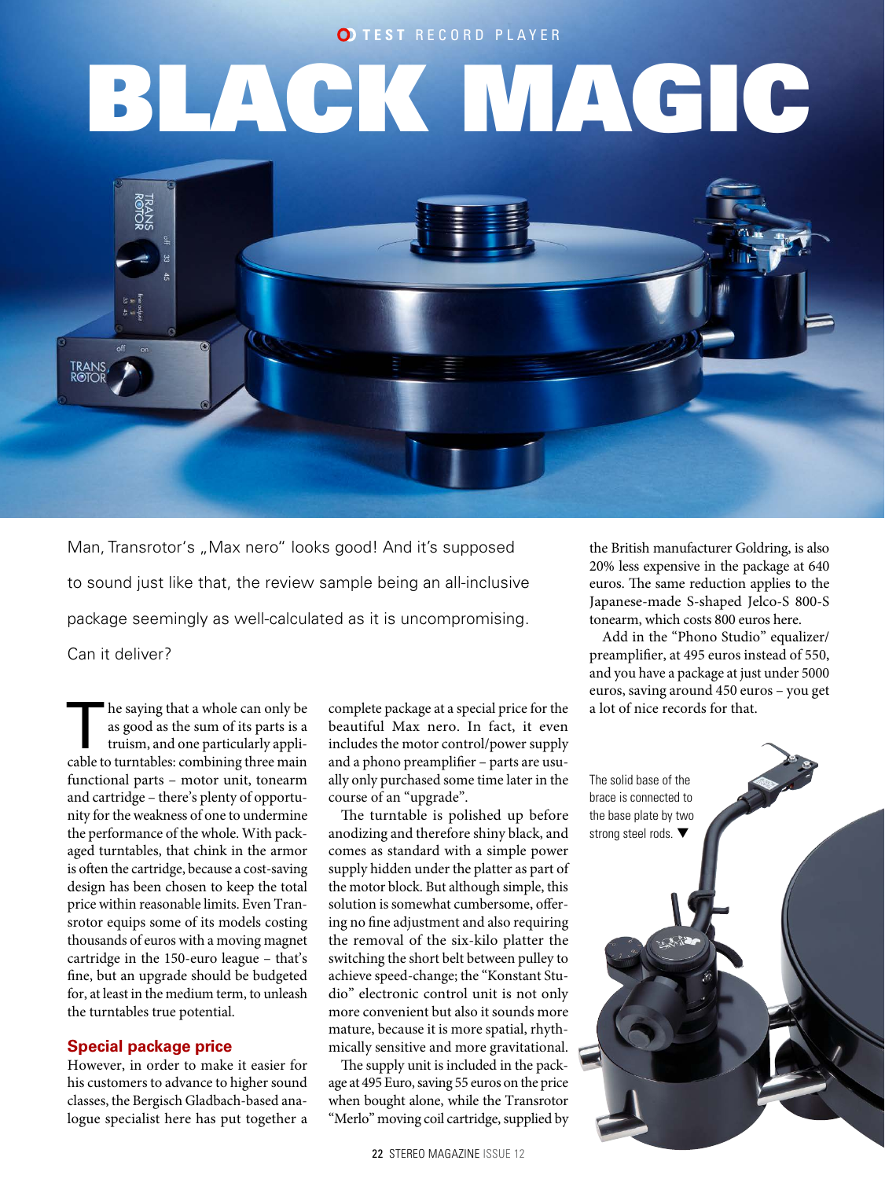TEST RECORD PLAYER

# BLACK MAGIC

Man, Transrotor's „Max nero" looks good! And it's supposed to sound just like that, the review sample being an all-inclusive package seemingly as well-calculated as it is uncompromising. Can it deliver?

The saying that a whole can only be as good as the sum of its parts is a truism, and one particularly applicable to turntables: combining three main functional parts – motor unit, tonearm and cartridge – there's plenty of opportunity for the weakness of one to undermine the performance of the whole. With packaged turntables, that chink in the armor is often the cartridge, because a cost-saving design has been chosen to keep the total price within reasonable limits. Even Transrotor equips some of its models costing thousands of euros with a moving magnet cartridge in the 150-euro league – that's fine, but an upgrade should be budgeted for, at least in the medium term, to unleash the turntables true potential.

## Special package price

However, in order to make it easier for his customers to advance to higher sound classes, the Bergisch Gladbach-based analogue specialist here has put together a complete package at a special price for the beautiful Max nero. In fact, it even includes the motor control/power supply and a phono preamplifier – parts are usually only purchased some time later in the course of an "upgrade".

The turntable is polished up before anodizing and therefore shiny black, and comes as standard with a simple power supply hidden under the platter as part of the motor block. But although simple, this solution is somewhat cumbersome, offering no fine adjustment and also requiring the removal of the six-kilo platter the switching the short belt between pulley to achieve speed-change; the "Konstant Studio" electronic control unit is not only more convenient but also it sounds more mature, because it is more spatial, rhythmically sensitive and more gravitational.

The supply unit is included in the package at 495 Euro, saving 55 euros on the price when bought alone, while the Transrotor "Merlo" moving coil cartridge, supplied by the British manufacturer Goldring, is also 20% less expensive in the package at 640 euros. The same reduction applies to the Japanese-made S-shaped Jelco-S 800-S tonearm, which costs 800 euros here.

Add in the "Phono Studio" equalizer/preamplifier, at 495 euros instead of 550, and you have a package at just under 5000 euros, saving around 450 euros – you get a lot of nice records for that.

The solid base of the brace is connected to the base plate by two strong steel rods. ▼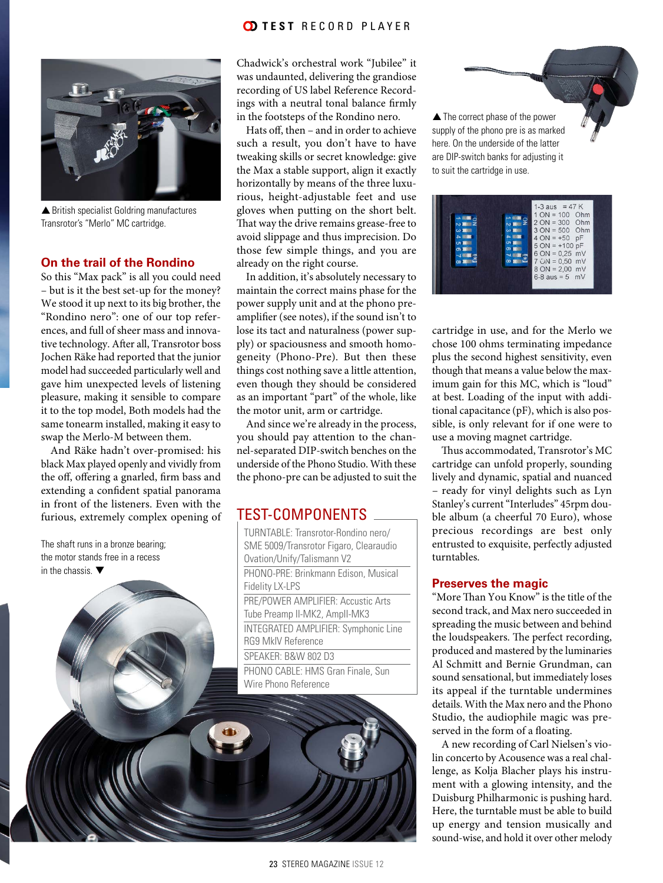▲ British specialist Goldring manufactures Transrotor's "Merlo" MC cartridge.

## On the trail of the Rondino

So this "Max pack" is all you could need – but is it the best set-up for the money? We stood it up next to its big brother, the "Rondino nero": one of our top references, and full of sheer mass and innovative technology. After all, Transrotor boss Jochen Räke had reported that the junior model had succeeded particularly well and gave him unexpected levels of listening pleasure, making it sensible to compare it to the top model, Both models had the same tonearm installed, making it easy to swap the Merlo-M between them.

And Räke hadn't over-promised: his black Max played openly and vividly from the off, offering a gnarled, firm bass and extending a confident spatial panorama in front of the listeners. Even with the furious, extremely complex opening of Chadwick's orchestral work "Jubilee" it was undaunted, delivering the grandiose recording of US label Reference Recordings with a neutral tonal balance firmly in the footsteps of the Rondino nero.

Hats off, then – and in order to achieve such a result, you don't have to have tweaking skills or secret knowledge: give the Max a stable support, align it exactly horizontally by means of the three luxurious, height-adjustable feet and use gloves when putting on the short belt. That way the drive remains grease-free to avoid slippage and thus imprecision. Do those few simple things, and you are already on the right course.

In addition, it's absolutely necessary to maintain the correct mains phase for the power supply unit and at the phono preamplifier (see notes), if the sound isn't to lose its tact and naturalness (power supply) or spaciousness and smooth homogeneity (Phono-Pre). But then these things cost nothing save a little attention, even though they should be considered as an important "part" of the whole, like the motor unit, arm or cartridge.

And since we're already in the process, you should pay attention to the channel-separated DIP-switch benches on the underside of the Phono Studio. With these the phono-pre can be adjusted to suit the cartridge in use, and for the Merlo we chose 100 ohms terminating impedance plus the second highest sensitivity, even though that means a value below the maximum gain for this MC, which is "loud" at best. Loading of the input with additional capacitance (pF), which is also possible, is only relevant for if one were to use a moving magnet cartridge.

Thus accommodated, Transrotor's MC cartridge can unfold properly, sounding lively and dynamic, spatial and nuanced – ready for vinyl delights such as Lyn Stanley's current "Interludes" 45rpm double album (a cheerful 70 Euro), whose precious recordings are best only entrusted to exquisite, perfectly adjusted turntables.

The shaft runs in a bronze bearing; the motor stands free in a recess in the chassis. ▼

## TEST-COMPONENTS

TURNTABLE: Transrotor-Rondino nero/ SME 5009/Transrotor Figaro, Clearaudio Ovation/Unify/Talismann V2

PHONO-PRE: Brinkmann Edison, Musical Fidelity LX-LPS

PRE/POWER AMPLIFIER: Accustic Arts Tube Preamp II-MK2, AmpII-MK3

INTEGRATED AMPLIFIER: Symphonic Line RG9 MkIV Reference

SPEAKER: B&W 802 D3

PHONO CABLE: HMS Gran Finale, Sun Wire Phono Reference

▲ The correct phase of the power supply of the phono pre is as marked here. On the underside of the latter are DIP-switch banks for adjusting it to suit the cartridge in use.

## Preserves the magic

"More Than You Know" is the title of the second track, and Max nero succeeded in spreading the music between and behind the loudspeakers. The perfect recording, produced and mastered by the luminaries Al Schmitt and Bernie Grundman, can sound sensational, but immediately loses its appeal if the turntable undermines details. With the Max nero and the Phono Studio, the audiophile magic was preserved in the form of a floating.

A new recording of Carl Nielsen's violin concerto by Acousence was a real challenge, as Kolja Blacher plays his instrument with a glowing intensity, and the Duisburg Philharmonic is pushing hard. Here, the turntable must be able to build up energy and tension musically and sound-wise, and hold it over other melody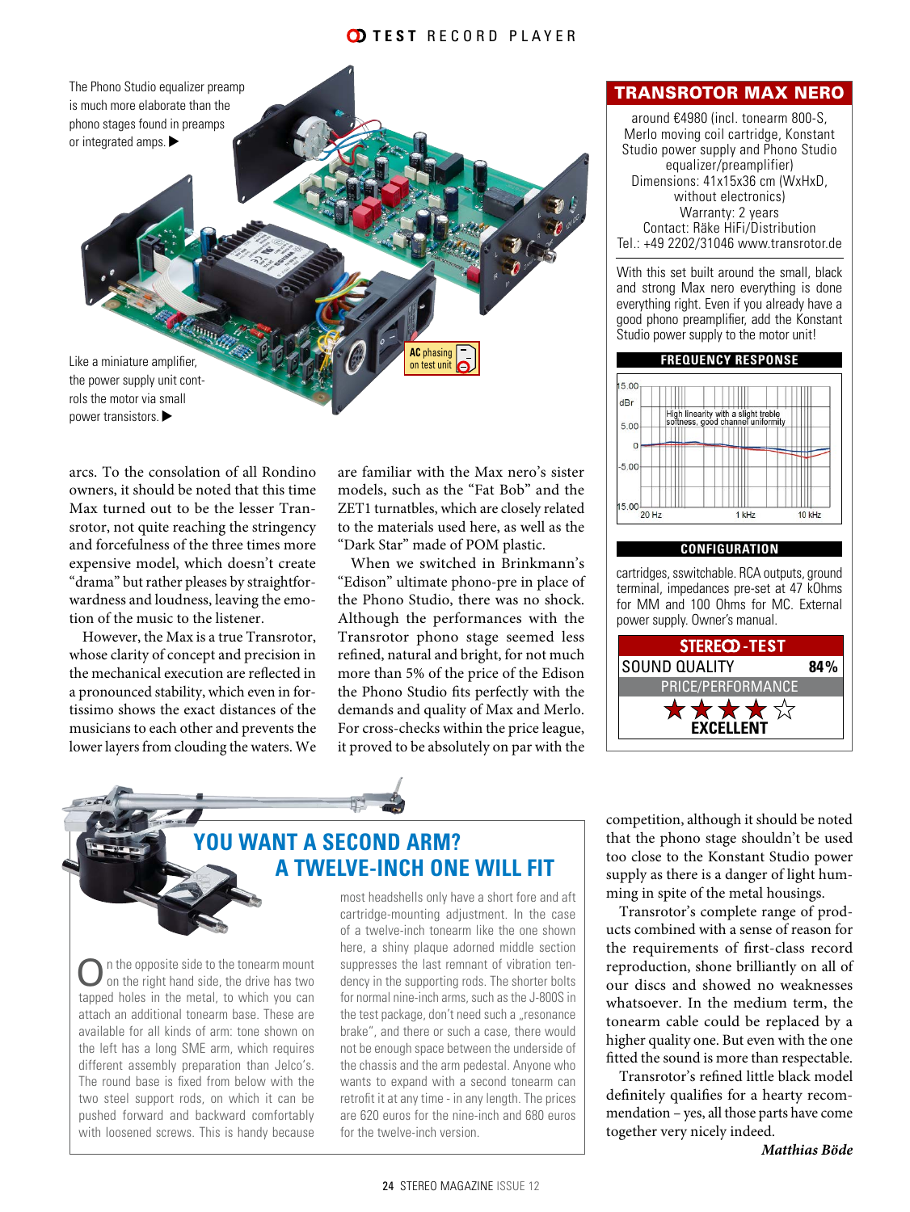The Phono Studio equalizer preamp is much more elaborate than the phono stages found in preamps or integrated amps. ▶

Like a miniature amplifier, the power supply unit controls the motor via small power transistors. ▶

AC phasing on test unit

arcs. To the consolation of all Rondino owners, it should be noted that this time Max turned out to be the lesser Transrotor, not quite reaching the stringency and forcefulness of the three times more expensive model, which doesn't create "drama" but rather pleases by straightforwardness and loudness, leaving the emotion of the music to the listener.

However, the Max is a true Transrotor, whose clarity of concept and precision in the mechanical execution are reflected in a pronounced stability, which even in fortissimo shows the exact distances of the musicians to each other and prevents the lower layers from clouding the waters. We are familiar with the Max nero's sister models, such as the "Fat Bob" and the ZET1 turntables, which are closely related to the materials used here, as well as the "Dark Star" made of POM plastic.

When we switched in Brinkmann's "Edison" ultimate phono-pre in place of the Phono Studio, there was no shock. Although the performances with the Transrotor phono stage seemed less refined, natural and bright, for not much more than 5% of the price of the Edison the Phono Studio fits perfectly with the demands and quality of Max and Merlo. For cross-checks within the price league, it proved to be absolutely on par with the competition, although it should be noted that the phono stage shouldn't be used too close to the Konstant Studio power supply as there is a danger of light humming in spite of the metal housings.

Transrotor's complete range of products combined with a sense of reason for the requirements of first-class record reproduction, shone brilliantly on all of our discs and showed no weaknesses whatsoever. In the medium term, the tonearm cable could be replaced by a higher quality one. But even with the one fitted the sound is more than respectable.

Transrotor's refined little black model definitely qualifies for a hearty recommendation – yes, all those parts have come together very nicely indeed.

***Matthias Böde***

## YOU WANT A SECOND ARM? A TWELVE-INCH ONE WILL FIT

On the opposite side to the tonearm mount on the right hand side, the drive has two tapped holes in the metal, to which you can attach an additional tonearm base. These are available for all kinds of arm: tone shown on the left has a long SME arm, which requires different assembly preparation than Jelco's. The round base is fixed from below with the two steel support rods, on which it can be pushed forward and backward comfortably with loosened screws. This is handy because most headshells only have a short fore and aft cartridge-mounting adjustment. In the case of a twelve-inch tonearm like the one shown here, a shiny plaque adorned middle section suppresses the last remnant of vibration tendency in the supporting rods. The shorter bolts for normal nine-inch arms, such as the J-800S in the test package, don't need such a „resonance brake", and there or such a case, there would not be enough space between the underside of the chassis and the arm pedestal. Anyone who wants to expand with a second tonearm can retrofit it at any time - in any length. The prices are 620 euros for the nine-inch and 680 euros for the twelve-inch version.

## TRANSROTOR MAX NERO

around €4980 (incl. tonearm 800-S, Merlo moving coil cartridge, Konstant Studio power supply and Phono Studio equalizer/preamplifier)
Dimensions: 41x15x36 cm (WxHxD, without electronics)
Warranty: 2 years
Contact: Räke HiFi/Distribution
Tel.: +49 2202/31046 www.transrotor.de

With this set built around the small, black and strong Max nero everything is done everything right. Even if you already have a good phono preamplifier, add the Konstant Studio power supply to the motor unit!

### FREQUENCY RESPONSE

15.00
dBr
5.00
0
-5.00
15.00
20 Hz
1 kHz
10 kHz
High linearity with a slight treble softness, good channel uniformity

### CONFIGURATION

cartridges, sswitchable. RCA outputs, ground terminal, impedances pre-set at 47 kOhms for MM and 100 Ohms for MC. External power supply. Owner's manual.

**STEREO-TEST**

| | |
|---|---|
| SOUND QUALITY | **84%** |
| PRICE/PERFORMANCE | ★★★★☆ |
| | **EXCELLENT** |